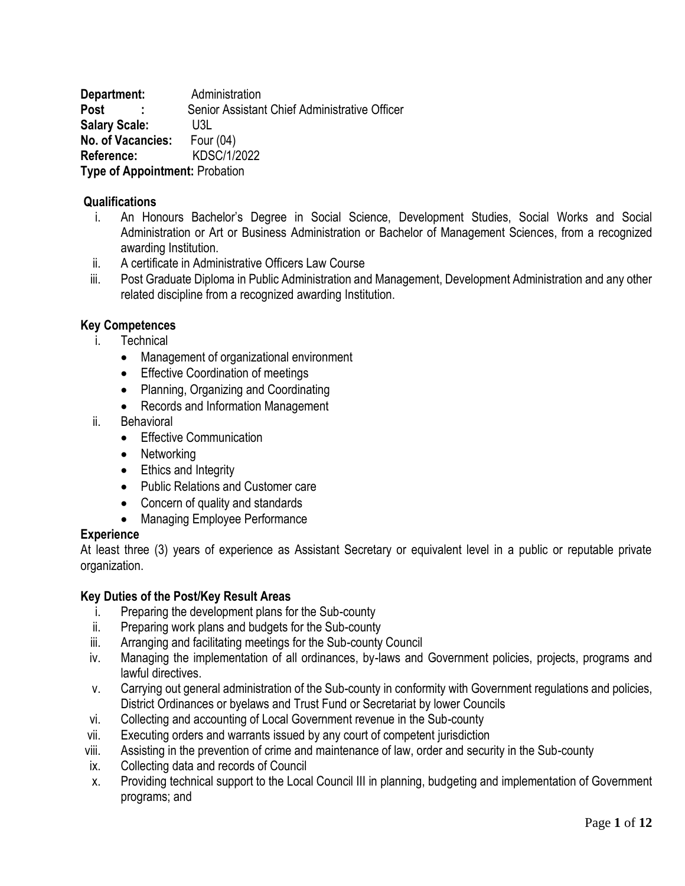**Department:** Administration
**Post :** Senior Assistant Chief Administrative Officer
**Salary Scale:** U3L
**No. of Vacancies:** Four (04)
**Reference:** KDSC/1/2022
**Type of Appointment:** Probation

**Qualifications**

i. An Honours Bachelor's Degree in Social Science, Development Studies, Social Works and Social Administration or Art or Business Administration or Bachelor of Management Sciences, from a recognized awarding Institution.
ii. A certificate in Administrative Officers Law Course
iii. Post Graduate Diploma in Public Administration and Management, Development Administration and any other related discipline from a recognized awarding Institution.

**Key Competences**

i. Technical
   - Management of organizational environment
   - Effective Coordination of meetings
   - Planning, Organizing and Coordinating
   - Records and Information Management
ii. Behavioral
   - Effective Communication
   - Networking
   - Ethics and Integrity
   - Public Relations and Customer care
   - Concern of quality and standards
   - Managing Employee Performance

**Experience**

At least three (3) years of experience as Assistant Secretary or equivalent level in a public or reputable private organization.

**Key Duties of the Post/Key Result Areas**

i. Preparing the development plans for the Sub-county
ii. Preparing work plans and budgets for the Sub-county
iii. Arranging and facilitating meetings for the Sub-county Council
iv. Managing the implementation of all ordinances, by-laws and Government policies, projects, programs and lawful directives.
v. Carrying out general administration of the Sub-county in conformity with Government regulations and policies, District Ordinances or byelaws and Trust Fund or Secretariat by lower Councils
vi. Collecting and accounting of Local Government revenue in the Sub-county
vii. Executing orders and warrants issued by any court of competent jurisdiction
viii. Assisting in the prevention of crime and maintenance of law, order and security in the Sub-county
ix. Collecting data and records of Council
x. Providing technical support to the Local Council III in planning, budgeting and implementation of Government programs; and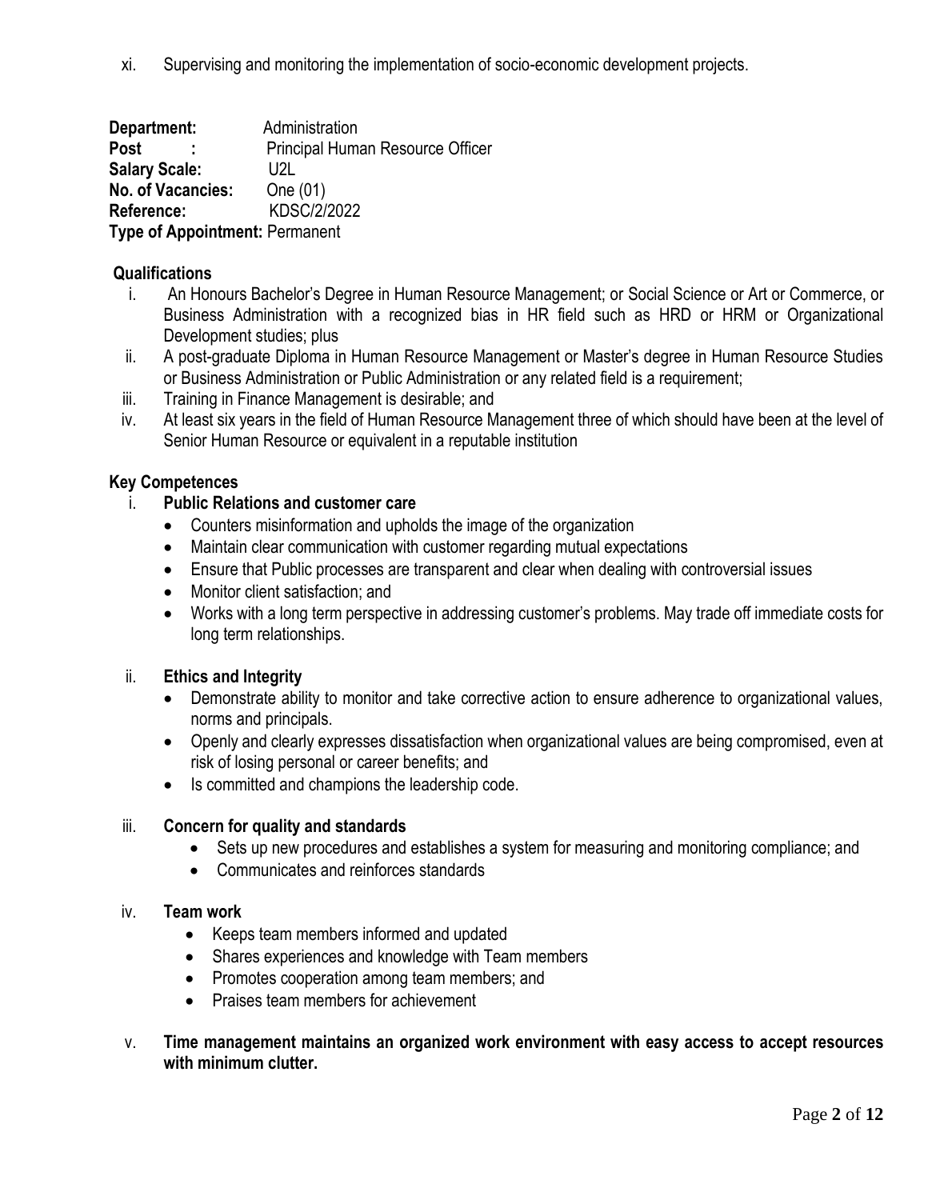xi. Supervising and monitoring the implementation of socio-economic development projects.

**Department:** Administration
**Post :** Principal Human Resource Officer
**Salary Scale:** U2L
**No. of Vacancies:** One (01)
**Reference:** KDSC/2/2022
**Type of Appointment:** Permanent

**Qualifications**

i. An Honours Bachelor's Degree in Human Resource Management; or Social Science or Art or Commerce, or Business Administration with a recognized bias in HR field such as HRD or HRM or Organizational Development studies; plus
ii. A post-graduate Diploma in Human Resource Management or Master's degree in Human Resource Studies or Business Administration or Public Administration or any related field is a requirement;
iii. Training in Finance Management is desirable; and
iv. At least six years in the field of Human Resource Management three of which should have been at the level of Senior Human Resource or equivalent in a reputable institution

**Key Competences**

i. **Public Relations and customer care**
   - Counters misinformation and upholds the image of the organization
   - Maintain clear communication with customer regarding mutual expectations
   - Ensure that Public processes are transparent and clear when dealing with controversial issues
   - Monitor client satisfaction; and
   - Works with a long term perspective in addressing customer's problems. May trade off immediate costs for long term relationships.

ii. **Ethics and Integrity**
   - Demonstrate ability to monitor and take corrective action to ensure adherence to organizational values, norms and principals.
   - Openly and clearly expresses dissatisfaction when organizational values are being compromised, even at risk of losing personal or career benefits; and
   - Is committed and champions the leadership code.

iii. **Concern for quality and standards**
   - Sets up new procedures and establishes a system for measuring and monitoring compliance; and
   - Communicates and reinforces standards

iv. **Team work**
   - Keeps team members informed and updated
   - Shares experiences and knowledge with Team members
   - Promotes cooperation among team members; and
   - Praises team members for achievement

v. **Time management maintains an organized work environment with easy access to accept resources with minimum clutter.**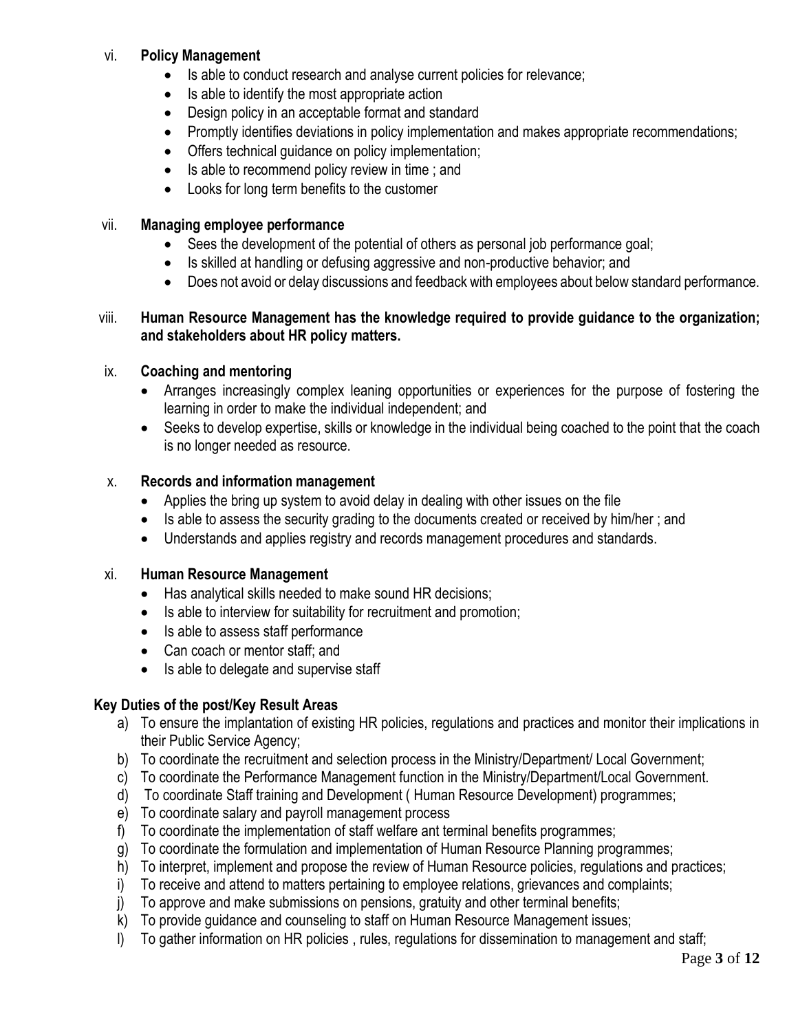vi. **Policy Management**

- Is able to conduct research and analyse current policies for relevance;
- Is able to identify the most appropriate action
- Design policy in an acceptable format and standard
- Promptly identifies deviations in policy implementation and makes appropriate recommendations;
- Offers technical guidance on policy implementation;
- Is able to recommend policy review in time ; and
- Looks for long term benefits to the customer

vii. **Managing employee performance**

- Sees the development of the potential of others as personal job performance goal;
- Is skilled at handling or defusing aggressive and non-productive behavior; and
- Does not avoid or delay discussions and feedback with employees about below standard performance.

viii. **Human Resource Management has the knowledge required to provide guidance to the organization; and stakeholders about HR policy matters.**

ix. **Coaching and mentoring**

- Arranges increasingly complex leaning opportunities or experiences for the purpose of fostering the learning in order to make the individual independent; and
- Seeks to develop expertise, skills or knowledge in the individual being coached to the point that the coach is no longer needed as resource.

x. **Records and information management**

- Applies the bring up system to avoid delay in dealing with other issues on the file
- Is able to assess the security grading to the documents created or received by him/her ; and
- Understands and applies registry and records management procedures and standards.

xi. **Human Resource Management**

- Has analytical skills needed to make sound HR decisions;
- Is able to interview for suitability for recruitment and promotion;
- Is able to assess staff performance
- Can coach or mentor staff; and
- Is able to delegate and supervise staff

**Key Duties of the post/Key Result Areas**

a) To ensure the implantation of existing HR policies, regulations and practices and monitor their implications in their Public Service Agency;
b) To coordinate the recruitment and selection process in the Ministry/Department/ Local Government;
c) To coordinate the Performance Management function in the Ministry/Department/Local Government.
d) To coordinate Staff training and Development ( Human Resource Development) programmes;
e) To coordinate salary and payroll management process
f) To coordinate the implementation of staff welfare ant terminal benefits programmes;
g) To coordinate the formulation and implementation of Human Resource Planning programmes;
h) To interpret, implement and propose the review of Human Resource policies, regulations and practices;
i) To receive and attend to matters pertaining to employee relations, grievances and complaints;
j) To approve and make submissions on pensions, gratuity and other terminal benefits;
k) To provide guidance and counseling to staff on Human Resource Management issues;
l) To gather information on HR policies , rules, regulations for dissemination to management and staff;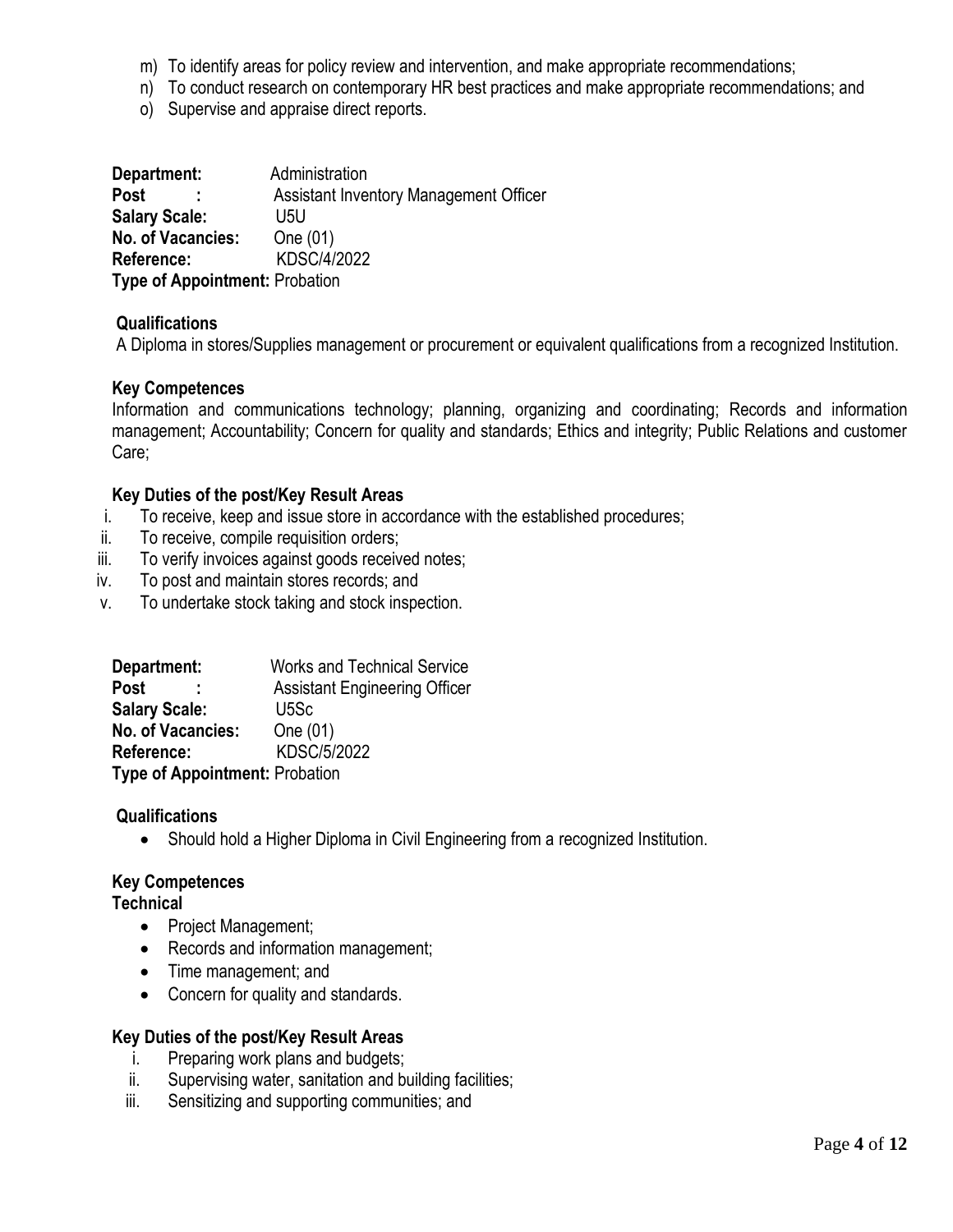m) To identify areas for policy review and intervention, and make appropriate recommendations;
n) To conduct research on contemporary HR best practices and make appropriate recommendations; and
o) Supervise and appraise direct reports.

**Department:** Administration
**Post :** Assistant Inventory Management Officer
**Salary Scale:** U5U
**No. of Vacancies:** One (01)
**Reference:** KDSC/4/2022
**Type of Appointment:** Probation

**Qualifications**

A Diploma in stores/Supplies management or procurement or equivalent qualifications from a recognized Institution.

**Key Competences**

Information and communications technology; planning, organizing and coordinating; Records and information management; Accountability; Concern for quality and standards; Ethics and integrity; Public Relations and customer Care;

**Key Duties of the post/Key Result Areas**

i. To receive, keep and issue store in accordance with the established procedures;
ii. To receive, compile requisition orders;
iii. To verify invoices against goods received notes;
iv. To post and maintain stores records; and
v. To undertake stock taking and stock inspection.

**Department:** Works and Technical Service
**Post :** Assistant Engineering Officer
**Salary Scale:** U5Sc
**No. of Vacancies:** One (01)
**Reference:** KDSC/5/2022
**Type of Appointment:** Probation

**Qualifications**

- Should hold a Higher Diploma in Civil Engineering from a recognized Institution.

**Key Competences**

**Technical**

- Project Management;
- Records and information management;
- Time management; and
- Concern for quality and standards.

**Key Duties of the post/Key Result Areas**

i. Preparing work plans and budgets;
ii. Supervising water, sanitation and building facilities;
iii. Sensitizing and supporting communities; and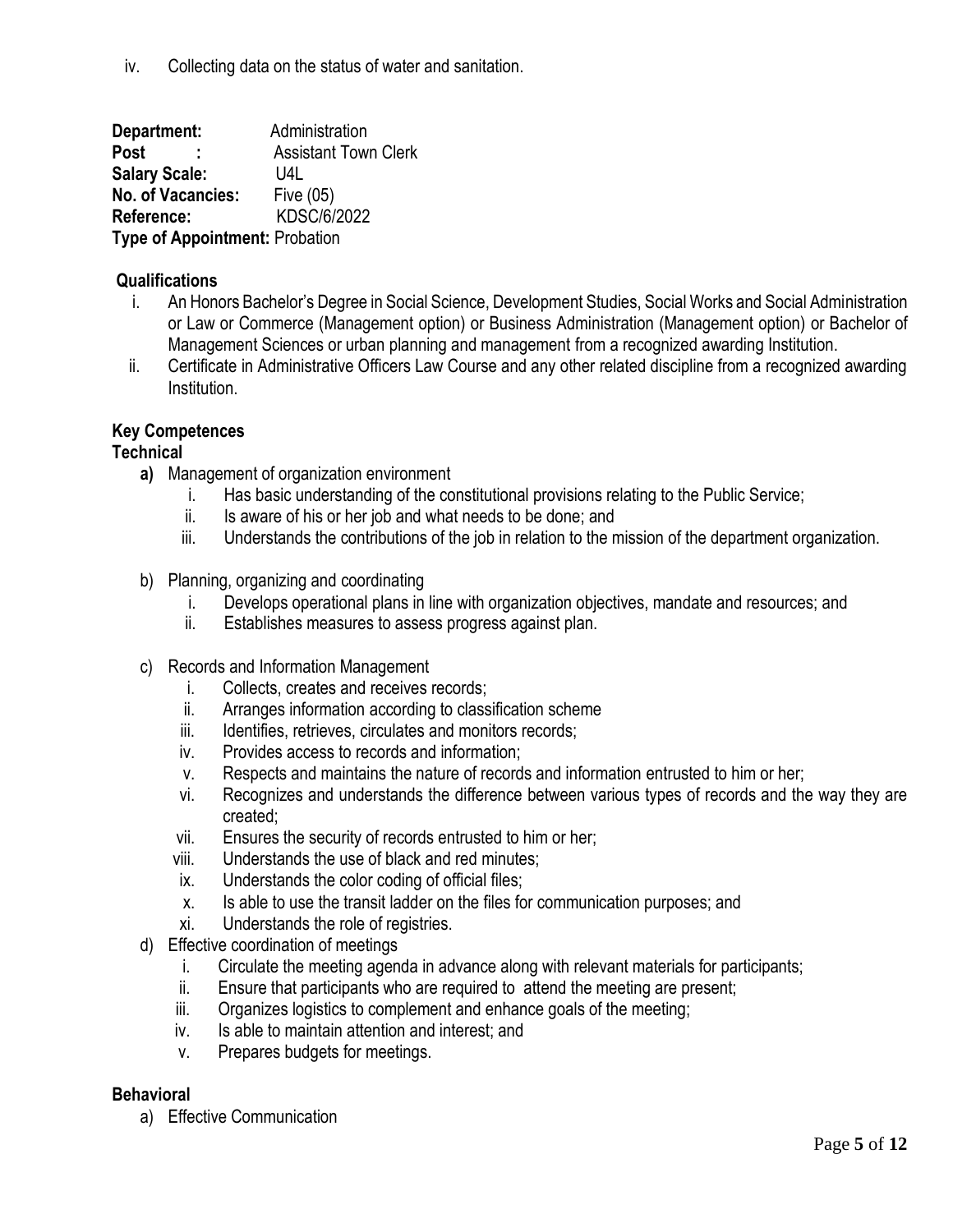iv. Collecting data on the status of water and sanitation.

**Department:** Administration
**Post :** Assistant Town Clerk
**Salary Scale:** U4L
**No. of Vacancies:** Five (05)
**Reference:** KDSC/6/2022
**Type of Appointment:** Probation

**Qualifications**

i. An Honors Bachelor's Degree in Social Science, Development Studies, Social Works and Social Administration or Law or Commerce (Management option) or Business Administration (Management option) or Bachelor of Management Sciences or urban planning and management from a recognized awarding Institution.
ii. Certificate in Administrative Officers Law Course and any other related discipline from a recognized awarding Institution.

**Key Competences**

**Technical**

**a)** Management of organization environment
   i. Has basic understanding of the constitutional provisions relating to the Public Service;
   ii. Is aware of his or her job and what needs to be done; and
   iii. Understands the contributions of the job in relation to the mission of the department organization.

b) Planning, organizing and coordinating
   i. Develops operational plans in line with organization objectives, mandate and resources; and
   ii. Establishes measures to assess progress against plan.

c) Records and Information Management
   i. Collects, creates and receives records;
   ii. Arranges information according to classification scheme
   iii. Identifies, retrieves, circulates and monitors records;
   iv. Provides access to records and information;
   v. Respects and maintains the nature of records and information entrusted to him or her;
   vi. Recognizes and understands the difference between various types of records and the way they are created;
   vii. Ensures the security of records entrusted to him or her;
   viii. Understands the use of black and red minutes;
   ix. Understands the color coding of official files;
   x. Is able to use the transit ladder on the files for communication purposes; and
   xi. Understands the role of registries.

d) Effective coordination of meetings
   i. Circulate the meeting agenda in advance along with relevant materials for participants;
   ii. Ensure that participants who are required to attend the meeting are present;
   iii. Organizes logistics to complement and enhance goals of the meeting;
   iv. Is able to maintain attention and interest; and
   v. Prepares budgets for meetings.

**Behavioral**

a) Effective Communication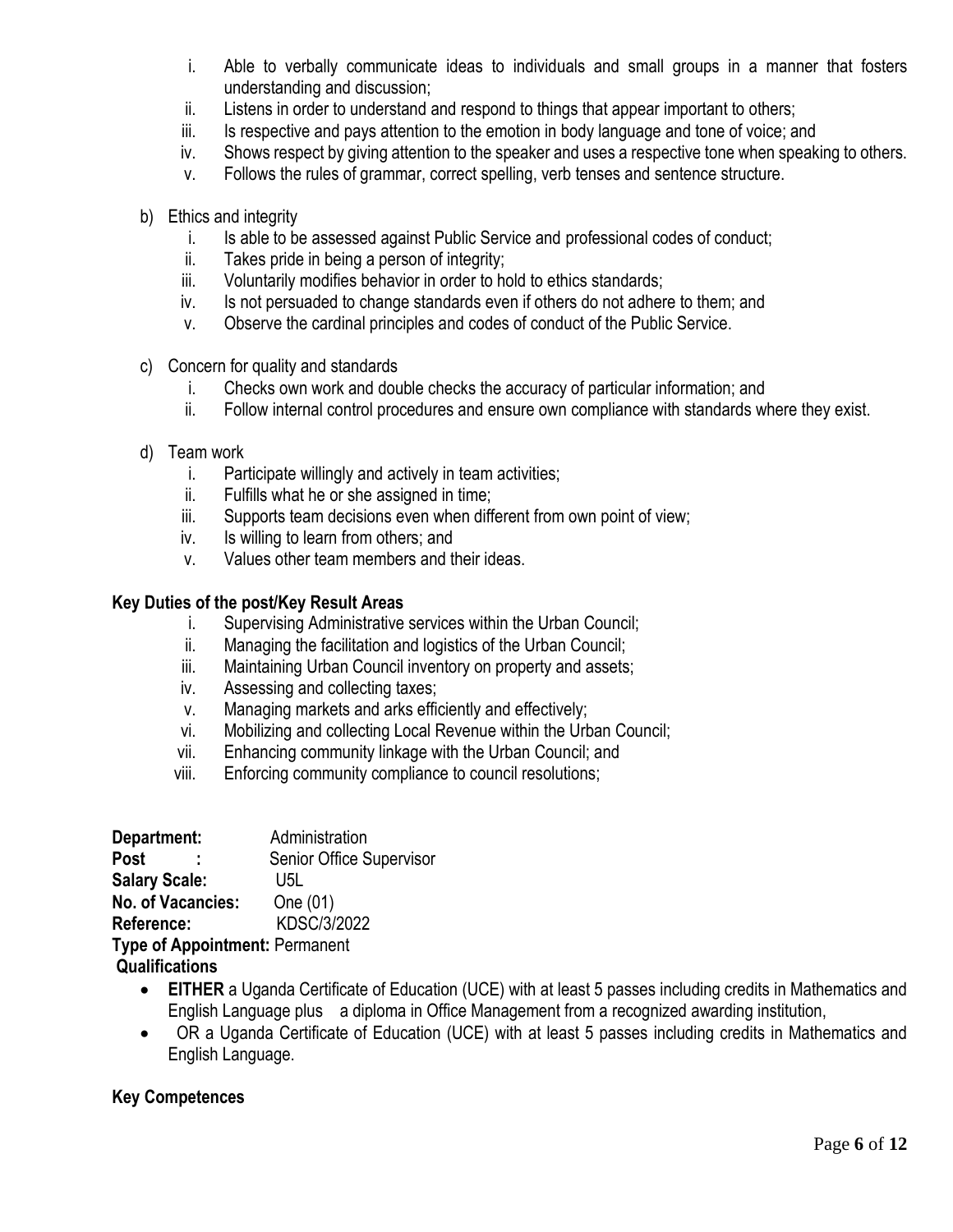i. Able to verbally communicate ideas to individuals and small groups in a manner that fosters understanding and discussion;
ii. Listens in order to understand and respond to things that appear important to others;
iii. Is respective and pays attention to the emotion in body language and tone of voice; and
iv. Shows respect by giving attention to the speaker and uses a respective tone when speaking to others.
v. Follows the rules of grammar, correct spelling, verb tenses and sentence structure.

b) Ethics and integrity
   i. Is able to be assessed against Public Service and professional codes of conduct;
   ii. Takes pride in being a person of integrity;
   iii. Voluntarily modifies behavior in order to hold to ethics standards;
   iv. Is not persuaded to change standards even if others do not adhere to them; and
   v. Observe the cardinal principles and codes of conduct of the Public Service.

c) Concern for quality and standards
   i. Checks own work and double checks the accuracy of particular information; and
   ii. Follow internal control procedures and ensure own compliance with standards where they exist.

d) Team work
   i. Participate willingly and actively in team activities;
   ii. Fulfills what he or she assigned in time;
   iii. Supports team decisions even when different from own point of view;
   iv. Is willing to learn from others; and
   v. Values other team members and their ideas.

**Key Duties of the post/Key Result Areas**

i. Supervising Administrative services within the Urban Council;
ii. Managing the facilitation and logistics of the Urban Council;
iii. Maintaining Urban Council inventory on property and assets;
iv. Assessing and collecting taxes;
v. Managing markets and arks efficiently and effectively;
vi. Mobilizing and collecting Local Revenue within the Urban Council;
vii. Enhancing community linkage with the Urban Council; and
viii. Enforcing community compliance to council resolutions;

**Department:** Administration
**Post :** Senior Office Supervisor
**Salary Scale:** U5L
**No. of Vacancies:** One (01)
**Reference:** KDSC/3/2022
**Type of Appointment:** Permanent

**Qualifications**

- **EITHER** a Uganda Certificate of Education (UCE) with at least 5 passes including credits in Mathematics and English Language plus a diploma in Office Management from a recognized awarding institution,
- OR a Uganda Certificate of Education (UCE) with at least 5 passes including credits in Mathematics and English Language.

**Key Competences**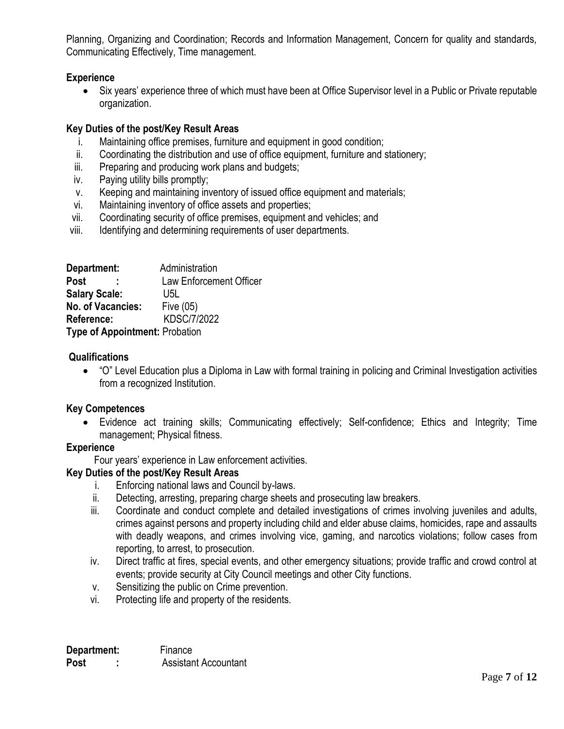Planning, Organizing and Coordination; Records and Information Management, Concern for quality and standards, Communicating Effectively, Time management.

**Experience**

- Six years' experience three of which must have been at Office Supervisor level in a Public or Private reputable organization.

**Key Duties of the post/Key Result Areas**

i. Maintaining office premises, furniture and equipment in good condition;
ii. Coordinating the distribution and use of office equipment, furniture and stationery;
iii. Preparing and producing work plans and budgets;
iv. Paying utility bills promptly;
v. Keeping and maintaining inventory of issued office equipment and materials;
vi. Maintaining inventory of office assets and properties;
vii. Coordinating security of office premises, equipment and vehicles; and
viii. Identifying and determining requirements of user departments.

**Department:** Administration
**Post :** Law Enforcement Officer
**Salary Scale:** U5L
**No. of Vacancies:** Five (05)
**Reference:** KDSC/7/2022
**Type of Appointment:** Probation

**Qualifications**

- "O" Level Education plus a Diploma in Law with formal training in policing and Criminal Investigation activities from a recognized Institution.

**Key Competences**

- Evidence act training skills; Communicating effectively; Self-confidence; Ethics and Integrity; Time management; Physical fitness.

**Experience**

Four years' experience in Law enforcement activities.

**Key Duties of the post/Key Result Areas**

i. Enforcing national laws and Council by-laws.
ii. Detecting, arresting, preparing charge sheets and prosecuting law breakers.
iii. Coordinate and conduct complete and detailed investigations of crimes involving juveniles and adults, crimes against persons and property including child and elder abuse claims, homicides, rape and assaults with deadly weapons, and crimes involving vice, gaming, and narcotics violations; follow cases from reporting, to arrest, to prosecution.
iv. Direct traffic at fires, special events, and other emergency situations; provide traffic and crowd control at events; provide security at City Council meetings and other City functions.
v. Sensitizing the public on Crime prevention.
vi. Protecting life and property of the residents.

**Department:** Finance
**Post :** Assistant Accountant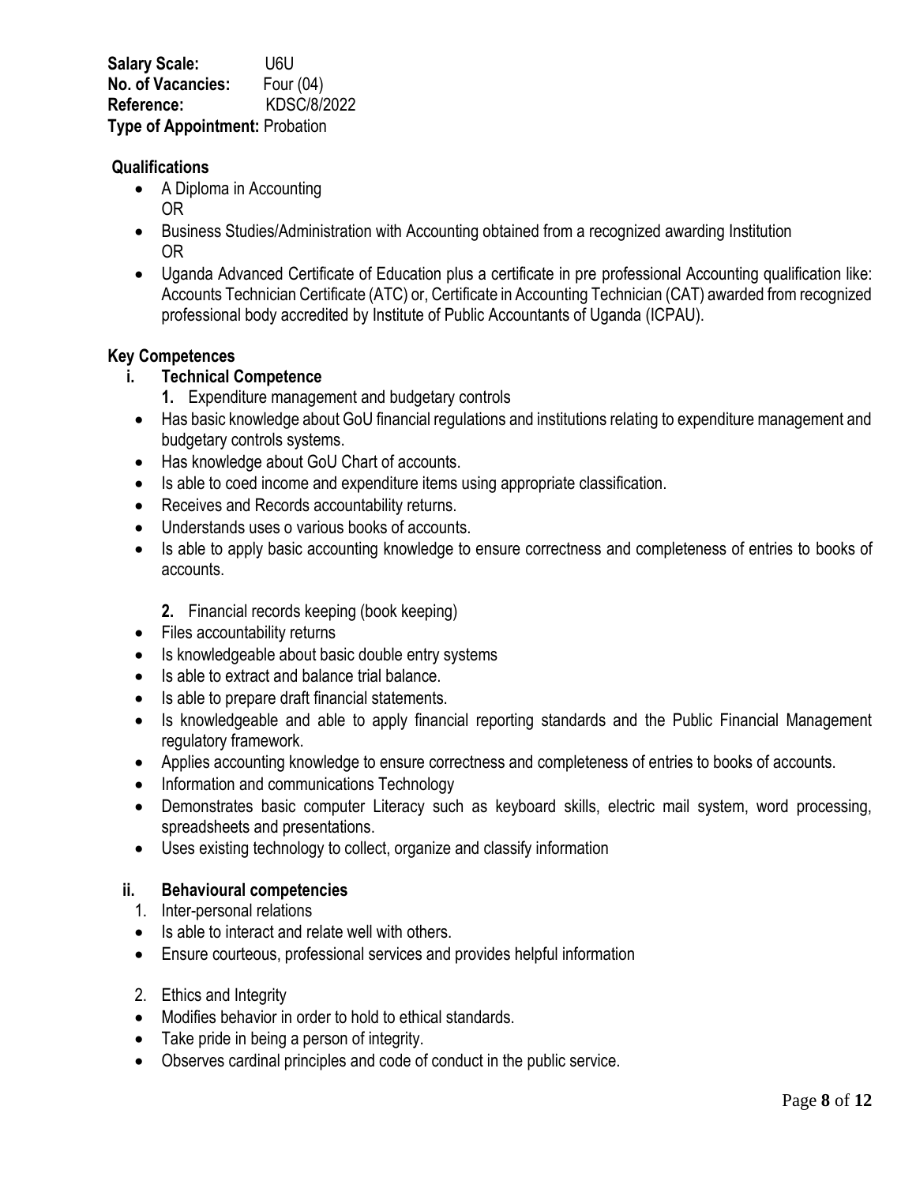**Salary Scale:** U6U
**No. of Vacancies:** Four (04)
**Reference:** KDSC/8/2022
**Type of Appointment:** Probation

**Qualifications**

- A Diploma in Accounting
  OR
- Business Studies/Administration with Accounting obtained from a recognized awarding Institution
  OR
- Uganda Advanced Certificate of Education plus a certificate in pre professional Accounting qualification like: Accounts Technician Certificate (ATC) or, Certificate in Accounting Technician (CAT) awarded from recognized professional body accredited by Institute of Public Accountants of Uganda (ICPAU).

**Key Competences**

**i. Technical Competence**

**1.** Expenditure management and budgetary controls

- Has basic knowledge about GoU financial regulations and institutions relating to expenditure management and budgetary controls systems.
- Has knowledge about GoU Chart of accounts.
- Is able to coed income and expenditure items using appropriate classification.
- Receives and Records accountability returns.
- Understands uses o various books of accounts.
- Is able to apply basic accounting knowledge to ensure correctness and completeness of entries to books of accounts.

**2.** Financial records keeping (book keeping)

- Files accountability returns
- Is knowledgeable about basic double entry systems
- Is able to extract and balance trial balance.
- Is able to prepare draft financial statements.
- Is knowledgeable and able to apply financial reporting standards and the Public Financial Management regulatory framework.
- Applies accounting knowledge to ensure correctness and completeness of entries to books of accounts.
- Information and communications Technology
- Demonstrates basic computer Literacy such as keyboard skills, electric mail system, word processing, spreadsheets and presentations.
- Uses existing technology to collect, organize and classify information

**ii. Behavioural competencies**

1. Inter-personal relations

- Is able to interact and relate well with others.
- Ensure courteous, professional services and provides helpful information

2. Ethics and Integrity

- Modifies behavior in order to hold to ethical standards.
- Take pride in being a person of integrity.
- Observes cardinal principles and code of conduct in the public service.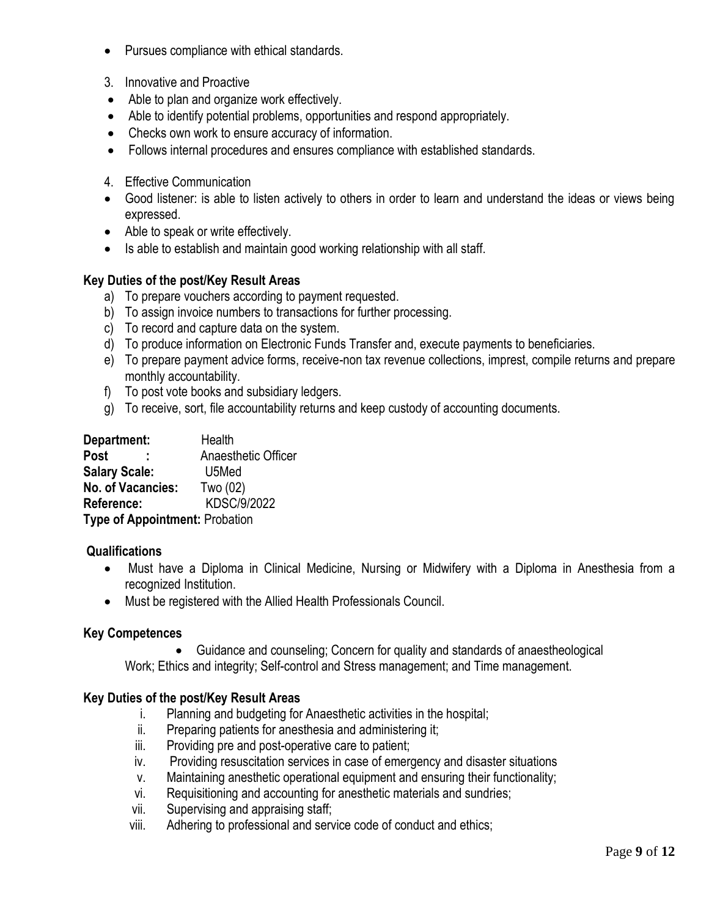- Pursues compliance with ethical standards.

3. Innovative and Proactive
- Able to plan and organize work effectively.
- Able to identify potential problems, opportunities and respond appropriately.
- Checks own work to ensure accuracy of information.
- Follows internal procedures and ensures compliance with established standards.

4. Effective Communication
- Good listener: is able to listen actively to others in order to learn and understand the ideas or views being expressed.
- Able to speak or write effectively.
- Is able to establish and maintain good working relationship with all staff.

**Key Duties of the post/Key Result Areas**

a) To prepare vouchers according to payment requested.
b) To assign invoice numbers to transactions for further processing.
c) To record and capture data on the system.
d) To produce information on Electronic Funds Transfer and, execute payments to beneficiaries.
e) To prepare payment advice forms, receive-non tax revenue collections, imprest, compile returns and prepare monthly accountability.
f) To post vote books and subsidiary ledgers.
g) To receive, sort, file accountability returns and keep custody of accounting documents.

**Department:** Health
**Post :** Anaesthetic Officer
**Salary Scale:** U5Med
**No. of Vacancies:** Two (02)
**Reference:** KDSC/9/2022
**Type of Appointment:** Probation

**Qualifications**

- Must have a Diploma in Clinical Medicine, Nursing or Midwifery with a Diploma in Anesthesia from a recognized Institution.
- Must be registered with the Allied Health Professionals Council.

**Key Competences**

- Guidance and counseling; Concern for quality and standards of anaestheological Work; Ethics and integrity; Self-control and Stress management; and Time management.

**Key Duties of the post/Key Result Areas**

i. Planning and budgeting for Anaesthetic activities in the hospital;
ii. Preparing patients for anesthesia and administering it;
iii. Providing pre and post-operative care to patient;
iv. Providing resuscitation services in case of emergency and disaster situations
v. Maintaining anesthetic operational equipment and ensuring their functionality;
vi. Requisitioning and accounting for anesthetic materials and sundries;
vii. Supervising and appraising staff;
viii. Adhering to professional and service code of conduct and ethics;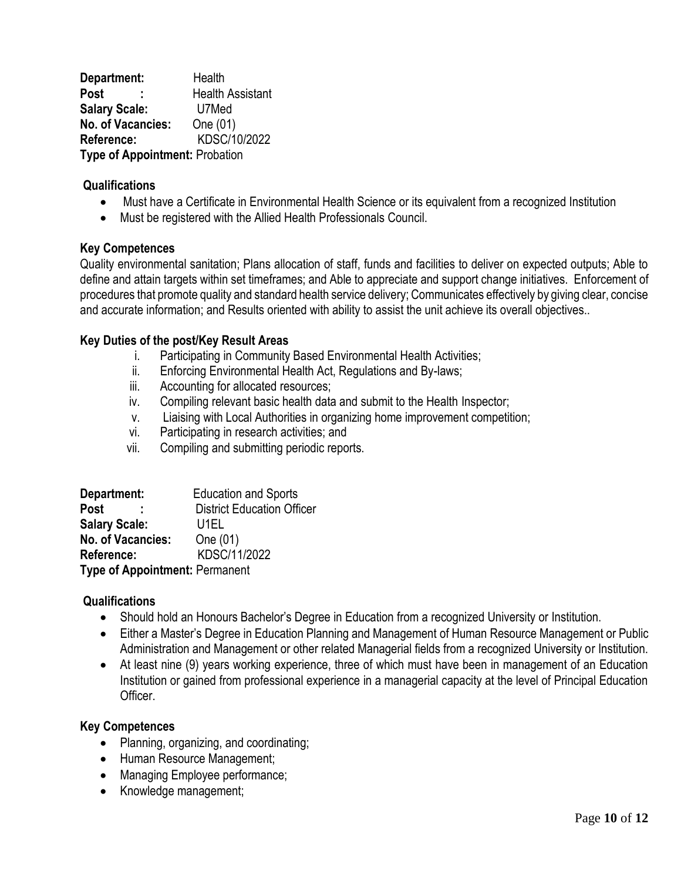**Department:** Health
**Post :** Health Assistant
**Salary Scale:** U7Med
**No. of Vacancies:** One (01)
**Reference:** KDSC/10/2022
**Type of Appointment:** Probation

**Qualifications**

- Must have a Certificate in Environmental Health Science or its equivalent from a recognized Institution
- Must be registered with the Allied Health Professionals Council.

**Key Competences**

Quality environmental sanitation; Plans allocation of staff, funds and facilities to deliver on expected outputs; Able to define and attain targets within set timeframes; and Able to appreciate and support change initiatives. Enforcement of procedures that promote quality and standard health service delivery; Communicates effectively by giving clear, concise and accurate information; and Results oriented with ability to assist the unit achieve its overall objectives..

**Key Duties of the post/Key Result Areas**

i. Participating in Community Based Environmental Health Activities;
ii. Enforcing Environmental Health Act, Regulations and By-laws;
iii. Accounting for allocated resources;
iv. Compiling relevant basic health data and submit to the Health Inspector;
v. Liaising with Local Authorities in organizing home improvement competition;
vi. Participating in research activities; and
vii. Compiling and submitting periodic reports.

**Department:** Education and Sports
**Post :** District Education Officer
**Salary Scale:** U1EL
**No. of Vacancies:** One (01)
**Reference:** KDSC/11/2022
**Type of Appointment:** Permanent

**Qualifications**

- Should hold an Honours Bachelor's Degree in Education from a recognized University or Institution.
- Either a Master's Degree in Education Planning and Management of Human Resource Management or Public Administration and Management or other related Managerial fields from a recognized University or Institution.
- At least nine (9) years working experience, three of which must have been in management of an Education Institution or gained from professional experience in a managerial capacity at the level of Principal Education Officer.

**Key Competences**

- Planning, organizing, and coordinating;
- Human Resource Management;
- Managing Employee performance;
- Knowledge management;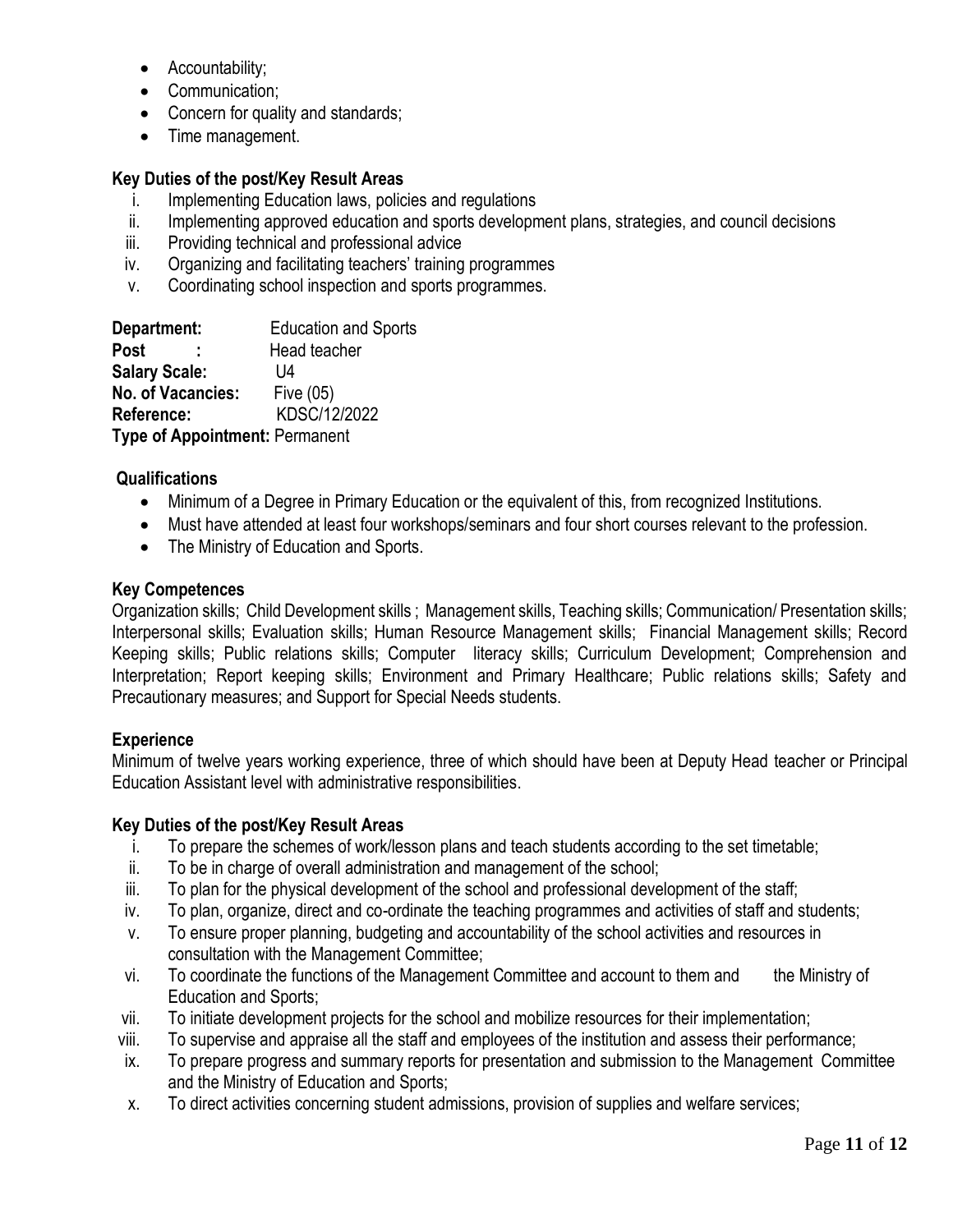- Accountability;
- Communication;
- Concern for quality and standards;
- Time management.

### Key Duties of the post/Key Result Areas

i. Implementing Education laws, policies and regulations
ii. Implementing approved education and sports development plans, strategies, and council decisions
iii. Providing technical and professional advice
iv. Organizing and facilitating teachers' training programmes
v. Coordinating school inspection and sports programmes.

**Department:** Education and Sports
**Post :** Head teacher
**Salary Scale:** U4
**No. of Vacancies:** Five (05)
**Reference:** KDSC/12/2022
**Type of Appointment:** Permanent

### Qualifications

- Minimum of a Degree in Primary Education or the equivalent of this, from recognized Institutions.
- Must have attended at least four workshops/seminars and four short courses relevant to the profession.
- The Ministry of Education and Sports.

### Key Competences

Organization skills; Child Development skills ; Management skills, Teaching skills; Communication/ Presentation skills; Interpersonal skills; Evaluation skills; Human Resource Management skills; Financial Management skills; Record Keeping skills; Public relations skills; Computer literacy skills; Curriculum Development; Comprehension and Interpretation; Report keeping skills; Environment and Primary Healthcare; Public relations skills; Safety and Precautionary measures; and Support for Special Needs students.

### Experience

Minimum of twelve years working experience, three of which should have been at Deputy Head teacher or Principal Education Assistant level with administrative responsibilities.

### Key Duties of the post/Key Result Areas

i. To prepare the schemes of work/lesson plans and teach students according to the set timetable;
ii. To be in charge of overall administration and management of the school;
iii. To plan for the physical development of the school and professional development of the staff;
iv. To plan, organize, direct and co-ordinate the teaching programmes and activities of staff and students;
v. To ensure proper planning, budgeting and accountability of the school activities and resources in consultation with the Management Committee;
vi. To coordinate the functions of the Management Committee and account to them and the Ministry of Education and Sports;
vii. To initiate development projects for the school and mobilize resources for their implementation;
viii. To supervise and appraise all the staff and employees of the institution and assess their performance;
ix. To prepare progress and summary reports for presentation and submission to the Management Committee and the Ministry of Education and Sports;
x. To direct activities concerning student admissions, provision of supplies and welfare services;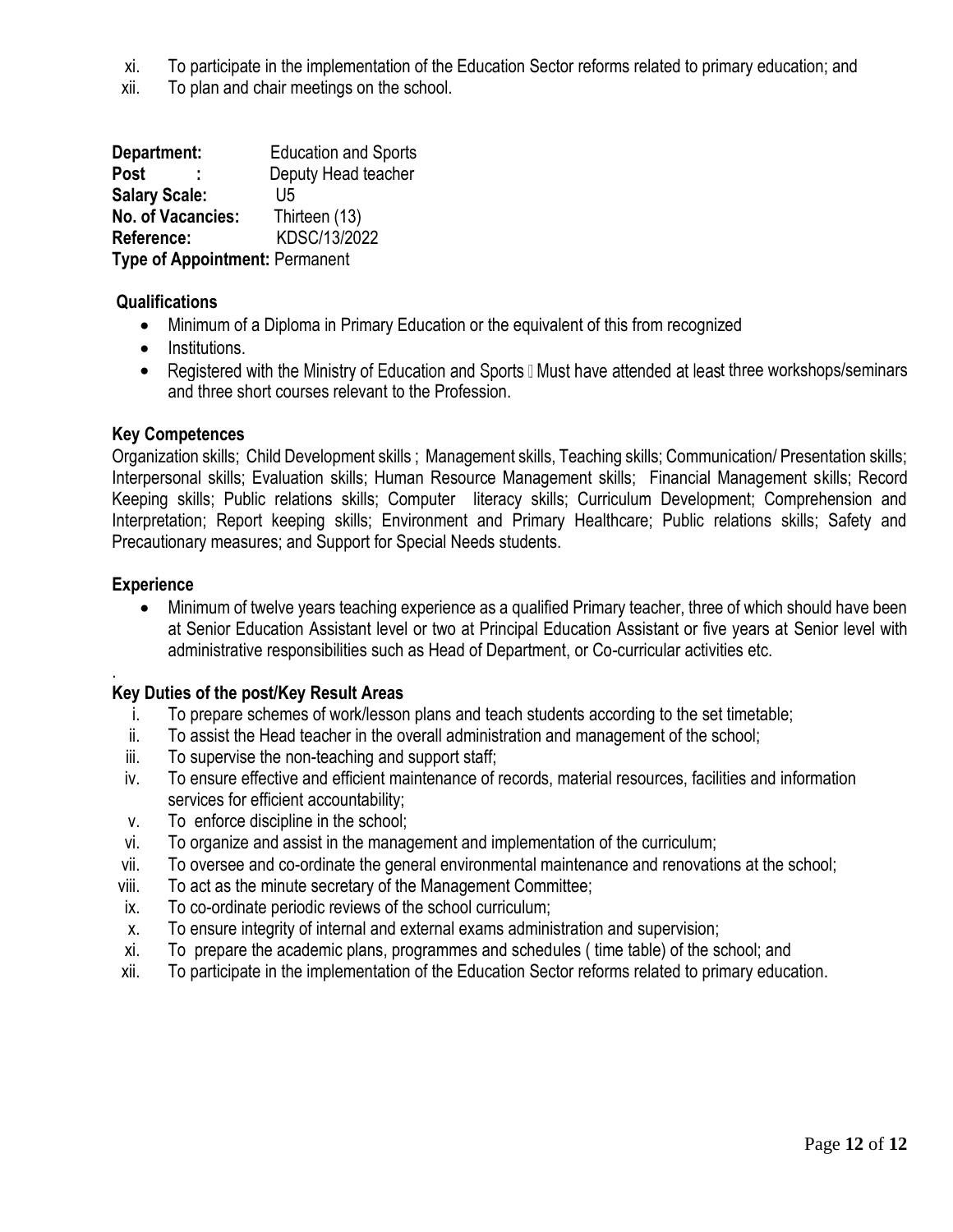xi. To participate in the implementation of the Education Sector reforms related to primary education; and
xii. To plan and chair meetings on the school.

**Department:** Education and Sports
**Post :** Deputy Head teacher
**Salary Scale:** U5
**No. of Vacancies:** Thirteen (13)
**Reference:** KDSC/13/2022
**Type of Appointment:** Permanent

**Qualifications**

- Minimum of a Diploma in Primary Education or the equivalent of this from recognized
- Institutions.
- Registered with the Ministry of Education and Sports  Must have attended at least three workshops/seminars and three short courses relevant to the Profession.

**Key Competences**

Organization skills; Child Development skills ; Management skills, Teaching skills; Communication/ Presentation skills; Interpersonal skills; Evaluation skills; Human Resource Management skills; Financial Management skills; Record Keeping skills; Public relations skills; Computer literacy skills; Curriculum Development; Comprehension and Interpretation; Report keeping skills; Environment and Primary Healthcare; Public relations skills; Safety and Precautionary measures; and Support for Special Needs students.

**Experience**

- Minimum of twelve years teaching experience as a qualified Primary teacher, three of which should have been at Senior Education Assistant level or two at Principal Education Assistant or five years at Senior level with administrative responsibilities such as Head of Department, or Co-curricular activities etc.

.

**Key Duties of the post/Key Result Areas**

i. To prepare schemes of work/lesson plans and teach students according to the set timetable;
ii. To assist the Head teacher in the overall administration and management of the school;
iii. To supervise the non-teaching and support staff;
iv. To ensure effective and efficient maintenance of records, material resources, facilities and information services for efficient accountability;
v. To enforce discipline in the school;
vi. To organize and assist in the management and implementation of the curriculum;
vii. To oversee and co-ordinate the general environmental maintenance and renovations at the school;
viii. To act as the minute secretary of the Management Committee;
ix. To co-ordinate periodic reviews of the school curriculum;
x. To ensure integrity of internal and external exams administration and supervision;
xi. To prepare the academic plans, programmes and schedules ( time table) of the school; and
xii. To participate in the implementation of the Education Sector reforms related to primary education.